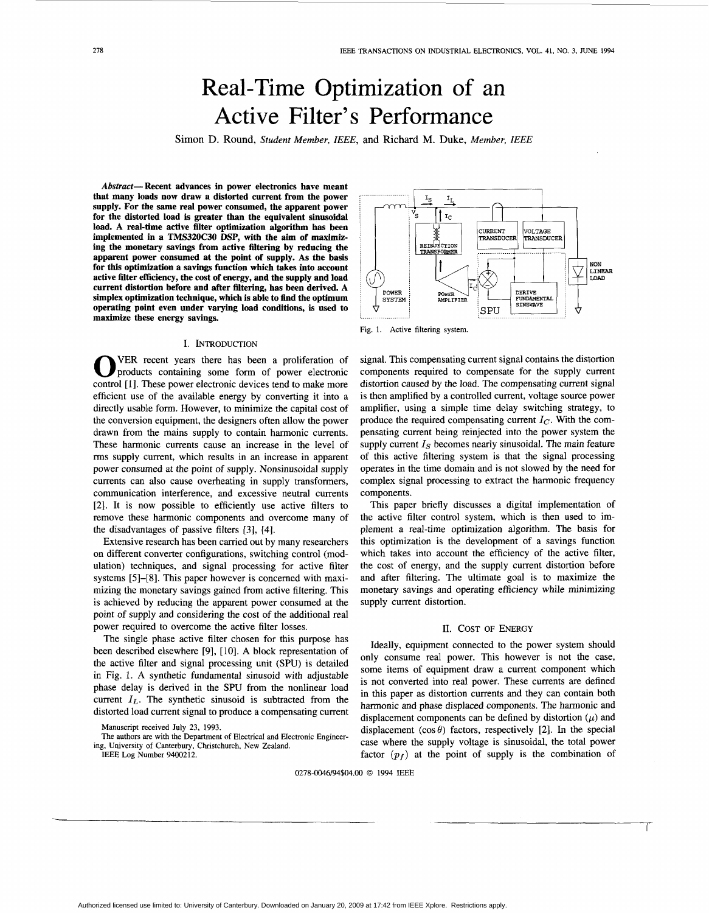# Real-Time Optimization of an Active Filter's Performance

Simon D. Round, *Student Member, IEEE*, and Richard M. Duke, *Member, IEEE*

***Abstract*— Recent advances in power electronics have meant that many loads now draw a distorted current from the power supply. For the same real power consumed, the apparent power for the distorted load is greater than the equivalent sinusoidal load. A real-time active filter optimization algorithm has been implemented in a TMS320C30 DSP, with the aim of maximizing the monetary savings from active filtering by reducing the apparent power consumed at the point of supply. As the basis for this optimization a savings function which takes into account active filter efficiency, the cost of energy, and the supply and load current distortion before and after filtering, has been derived. A simplex optimization technique, which is able to find the optimum operating point even under varying load conditions, is used to maximize these energy savings.**

## I. Introduction

Over recent years there has been a proliferation of products containing some form of power electronic control [1]. These power electronic devices tend to make more efficient use of the available energy by converting it into a directly usable form. However, to minimize the capital cost of the conversion equipment, the designers often allow the power drawn from the mains supply to contain harmonic currents. These harmonic currents cause an increase in the level of rms supply current, which results in an increase in apparent power consumed at the point of supply. Nonsinusoidal supply currents can also cause overheating in supply transformers, communication interference, and excessive neutral currents [2]. It is now possible to efficiently use active filters to remove these harmonic components and overcome many of the disadvantages of passive filters [3], [4].

Extensive research has been carried out by many researchers on different converter configurations, switching control (modulation) techniques, and signal processing for active filter systems [5]–[8]. This paper however is concerned with maximizing the monetary savings gained from active filtering. This is achieved by reducing the apparent power consumed at the point of supply and considering the cost of the additional real power required to overcome the active filter losses.

The single phase active filter chosen for this purpose has been described elsewhere [9], [10]. A block representation of the active filter and signal processing unit (SPU) is detailed in Fig. 1. A synthetic fundamental sinusoid with adjustable phase delay is derived in the SPU from the nonlinear load current $I_L$. The synthetic sinusoid is subtracted from the distorted load current signal to produce a compensating current signal. This compensating current signal contains the distortion components required to compensate for the supply current distortion caused by the load. The compensating current signal is then amplified by a controlled current, voltage source power amplifier, using a simple time delay switching strategy, to produce the required compensating current $I_C$. With the compensating current being reinjected into the power system the supply current $I_S$ becomes nearly sinusoidal. The main feature of this active filtering system is that the signal processing operates in the time domain and is not slowed by the need for complex signal processing to extract the harmonic frequency components.

Fig. 1. Active filtering system.

This paper briefly discusses a digital implementation of the active filter control system, which is then used to implement a real-time optimization algorithm. The basis for this optimization is the development of a savings function which takes into account the efficiency of the active filter, the cost of energy, and the supply current distortion before and after filtering. The ultimate goal is to maximize the monetary savings and operating efficiency while minimizing supply current distortion.

## II. Cost of Energy

Ideally, equipment connected to the power system should only consume real power. This however is not the case, some items of equipment draw a current component which is not converted into real power. These currents are defined in this paper as distortion currents and they can contain both harmonic and phase displaced components. The harmonic and displacement components can be defined by distortion ($\mu$) and displacement ($\cos\theta$) factors, respectively [2]. In the special case where the supply voltage is sinusoidal, the total power factor ($p_f$) at the point of supply is the combination of

Manuscript received July 23, 1993.

The authors are with the Department of Electrical and Electronic Engineering, University of Canterbury, Christchurch, New Zealand.

IEEE Log Number 9400212.

0278-0046/94$04.00 © 1994 IEEE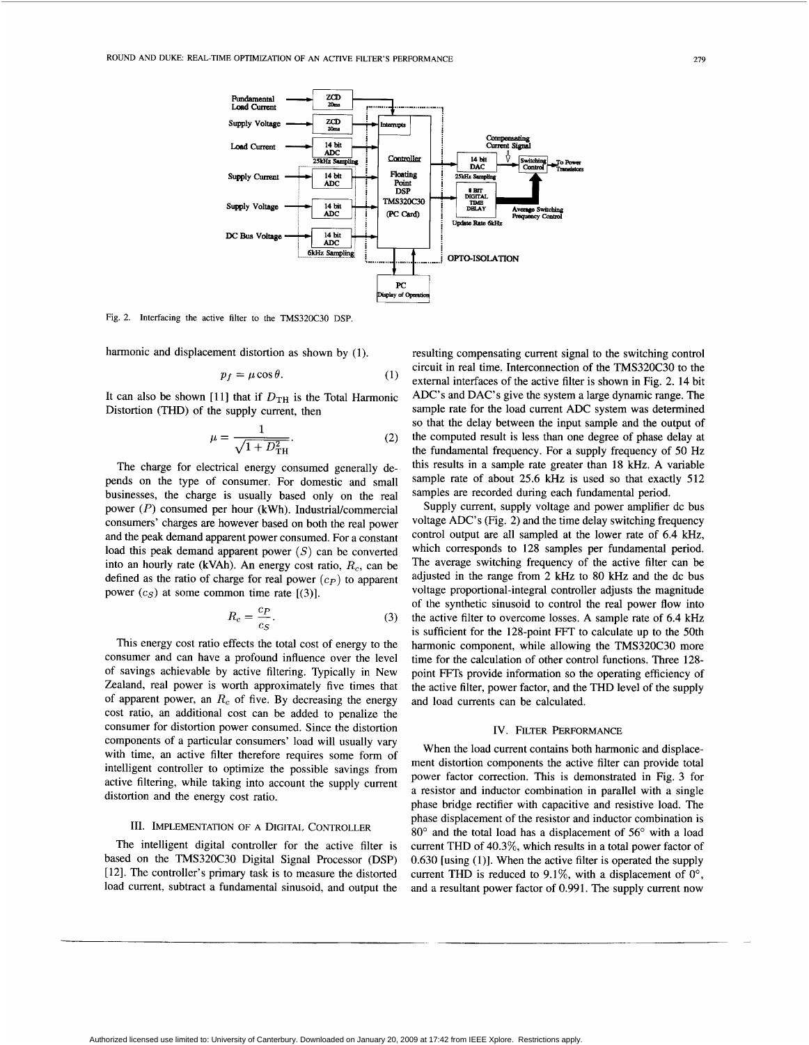Fig. 2. Interfacing the active filter to the TMS320C30 DSP.

harmonic and displacement distortion as shown by (1).

$$p_f = \mu \cos \theta. \tag{1}$$

It can also be shown [11] that if $D_{\mathrm{TH}}$ is the Total Harmonic Distortion (THD) of the supply current, then

$$\mu = \frac{1}{\sqrt{1 + D_{\mathrm{TH}}^2}}. \tag{2}$$

The charge for electrical energy consumed generally depends on the type of consumer. For domestic and small businesses, the charge is usually based only on the real power ($P$) consumed per hour (kWh). Industrial/commercial consumers' charges are however based on both the real power and the peak demand apparent power consumed. For a constant load this peak demand apparent power ($S$) can be converted into an hourly rate (kVAh). An energy cost ratio, $R_c$, can be defined as the ratio of charge for real power ($c_P$) to apparent power ($c_S$) at some common time rate [(3)].

$$R_c = \frac{c_P}{c_S}. \tag{3}$$

This energy cost ratio effects the total cost of energy to the consumer and can have a profound influence over the level of savings achievable by active filtering. Typically in New Zealand, real power is worth approximately five times that of apparent power, an $R_c$ of five. By decreasing the energy cost ratio, an additional cost can be added to penalize the consumer for distortion power consumed. Since the distortion components of a particular consumers' load will usually vary with time, an active filter therefore requires some form of intelligent controller to optimize the possible savings from active filtering, while taking into account the supply current distortion and the energy cost ratio.

## III. Implementation of a Digital Controller

The intelligent digital controller for the active filter is based on the TMS320C30 Digital Signal Processor (DSP) [12]. The controller's primary task is to measure the distorted load current, subtract a fundamental sinusoid, and output the resulting compensating current signal to the switching control circuit in real time. Interconnection of the TMS320C30 to the external interfaces of the active filter is shown in Fig. 2. 14 bit ADC's and DAC's give the system a large dynamic range. The sample rate for the load current ADC system was determined so that the delay between the input sample and the output of the computed result is less than one degree of phase delay at the fundamental frequency. For a supply frequency of 50 Hz this results in a sample rate greater than 18 kHz. A variable sample rate of about 25.6 kHz is used so that exactly 512 samples are recorded during each fundamental period.

Supply current, supply voltage and power amplifier dc bus voltage ADC's (Fig. 2) and the time delay switching frequency control output are all sampled at the lower rate of 6.4 kHz, which corresponds to 128 samples per fundamental period. The average switching frequency of the active filter can be adjusted in the range from 2 kHz to 80 kHz and the dc bus voltage proportional-integral controller adjusts the magnitude of the synthetic sinusoid to control the real power flow into the active filter to overcome losses. A sample rate of 6.4 kHz is sufficient for the 128-point FFT to calculate up to the 50th harmonic component, while allowing the TMS320C30 more time for the calculation of other control functions. Three 128-point FFTs provide information so the operating efficiency of the active filter, power factor, and the THD level of the supply and load currents can be calculated.

## IV. Filter Performance

When the load current contains both harmonic and displacement distortion components the active filter can provide total power factor correction. This is demonstrated in Fig. 3 for a resistor and inductor combination in parallel with a single phase bridge rectifier with capacitive and resistive load. The phase displacement of the resistor and inductor combination is 80° and the total load has a displacement of 56° with a load current THD of 40.3%, which results in a total power factor of 0.630 [using (1)]. When the active filter is operated the supply current THD is reduced to 9.1%, with a displacement of 0°, and a resultant power factor of 0.991. The supply current now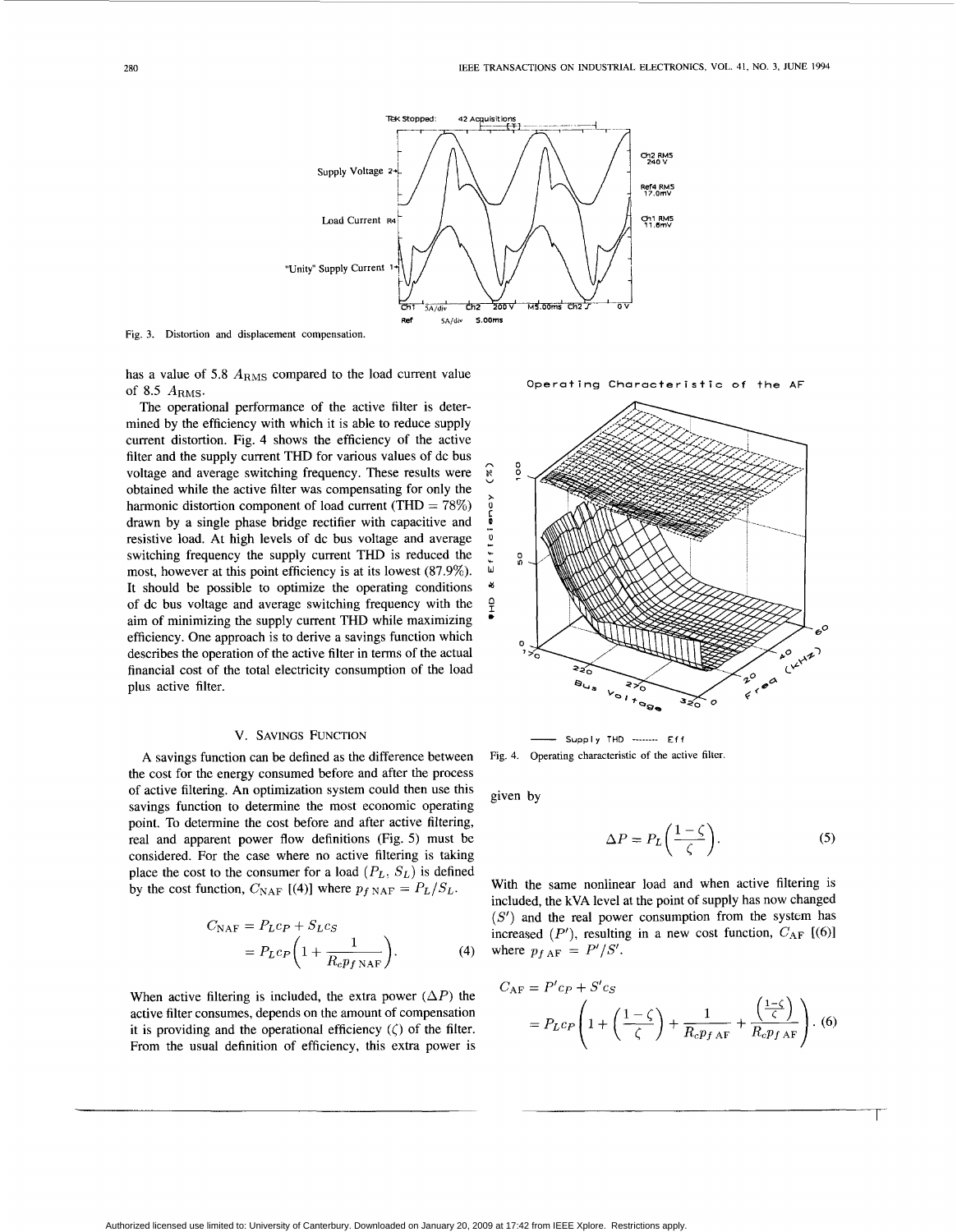Fig. 3. Distortion and displacement compensation.

has a value of 5.8 $A_{\mathrm{RMS}}$ compared to the load current value of 8.5 $A_{\mathrm{RMS}}$.

The operational performance of the active filter is determined by the efficiency with which it is able to reduce supply current distortion. Fig. 4 shows the efficiency of the active filter and the supply current THD for various values of dc bus voltage and average switching frequency. These results were obtained while the active filter was compensating for only the harmonic distortion component of load current (THD = 78%) drawn by a single phase bridge rectifier with capacitive and resistive load. At high levels of dc bus voltage and average switching frequency the supply current THD is reduced the most, however at this point efficiency is at its lowest (87.9%). It should be possible to optimize the operating conditions of dc bus voltage and average switching frequency with the aim of minimizing the supply current THD while maximizing efficiency. One approach is to derive a savings function which describes the operation of the active filter in terms of the actual financial cost of the total electricity consumption of the load plus active filter.

Fig. 4. Operating characteristic of the active filter.

## V. Savings Function

A savings function can be defined as the difference between the cost for the energy consumed before and after the process of active filtering. An optimization system could then use this savings function to determine the most economic operating point. To determine the cost before and after active filtering, real and apparent power flow definitions (Fig. 5) must be considered. For the case where no active filtering is taking place the cost to the consumer for a load ($P_L$, $S_L$) is defined by the cost function, $C_{\mathrm{NAF}}$ [(4)] where $pf_{\mathrm{NAF}} = P_L/S_L$.

$$\begin{aligned} C_{\mathrm{NAF}} &= P_L c_P + S_L c_S \\ &= P_L c_P \left(1 + \frac{1}{R_c pf_{\mathrm{NAF}}}\right). \end{aligned} \tag{4}$$

When active filtering is included, the extra power ($\Delta P$) the active filter consumes, depends on the amount of compensation it is providing and the operational efficiency ($\zeta$) of the filter. From the usual definition of efficiency, this extra power is given by

$$\Delta P = P_L \left(\frac{1-\zeta}{\zeta}\right). \tag{5}$$

With the same nonlinear load and when active filtering is included, the kVA level at the point of supply has now changed ($S'$) and the real power consumption from the system has increased ($P'$), resulting in a new cost function, $C_{\mathrm{AF}}$ [(6)] where $pf_{\mathrm{AF}} = P'/S'$.

$$\begin{aligned} C_{\mathrm{AF}} &= P' c_P + S' c_S \\ &= P_L c_P \left(1 + \left(\frac{1-\zeta}{\zeta}\right) + \frac{1}{R_c pf_{\mathrm{AF}}} + \frac{\left(\frac{1-\zeta}{\zeta}\right)}{R_c pf_{\mathrm{AF}}}\right). \end{aligned} \tag{6}$$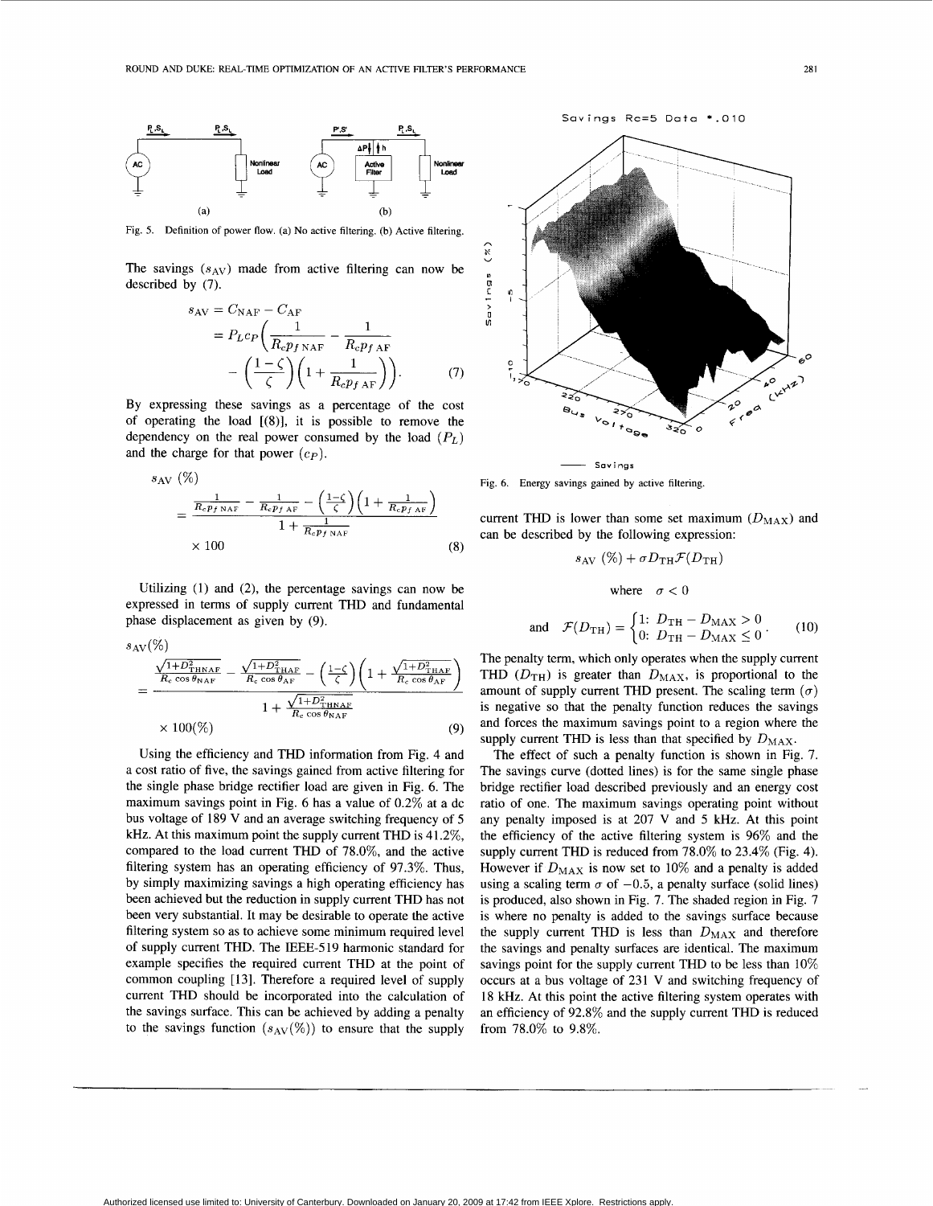Fig. 5. Definition of power flow. (a) No active filtering. (b) Active filtering.

The savings ($s_{\mathrm{AV}}$) made from active filtering can now be described by (7).

$$
\begin{aligned}
s_{\mathrm{AV}} &= C_{\mathrm{NAF}} - C_{\mathrm{AF}} \\
&= P_L c_P \left( \frac{1}{R_c p_{f\,\mathrm{NAF}}} - \frac{1}{R_c p_{f\,\mathrm{AF}}} \right. \\
&\quad \left. - \left( \frac{1-\zeta}{\zeta} \right) \left( 1 + \frac{1}{R_c p_{f\,\mathrm{AF}}} \right) \right). \qquad (7)
\end{aligned}
$$

By expressing these savings as a percentage of the cost of operating the load [(8)], it is possible to remove the dependency on the real power consumed by the load ($P_L$) and the charge for that power ($c_P$).

$$
s_{\mathrm{AV}}\ (\%) = \frac{\frac{1}{R_c p_{f\,\mathrm{NAF}}} - \frac{1}{R_c p_{f\,\mathrm{AF}}} - \left(\frac{1-\zeta}{\zeta}\right)\left(1 + \frac{1}{R_c p_{f\,\mathrm{AF}}}\right)}{1 + \frac{1}{R_c p_{f\,\mathrm{NAF}}}} \times 100 \qquad (8)
$$

Utilizing (1) and (2), the percentage savings can now be expressed in terms of supply current THD and fundamental phase displacement as given by (9).

$$
s_{\mathrm{AV}}(\%) = \frac{\frac{\sqrt{1+D_{\mathrm{THNAF}}^2}}{R_c \cos\theta_{\mathrm{NAF}}} - \frac{\sqrt{1+D_{\mathrm{THAF}}^2}}{R_c \cos\theta_{\mathrm{AF}}} - \left(\frac{1-\zeta}{\zeta}\right)\left(1 + \frac{\sqrt{1+D_{\mathrm{THAF}}^2}}{R_c \cos\theta_{\mathrm{AF}}}\right)}{1 + \frac{\sqrt{1+D_{\mathrm{THNAF}}^2}}{R_c \cos\theta_{\mathrm{NAF}}}} \times 100(\%) \qquad (9)
$$

Using the efficiency and THD information from Fig. 4 and a cost ratio of five, the savings gained from active filtering for the single phase bridge rectifier load are given in Fig. 6. The maximum savings point in Fig. 6 has a value of 0.2% at a dc bus voltage of 189 V and an average switching frequency of 5 kHz. At this maximum point the supply current THD is 41.2%, compared to the load current THD of 78.0%, and the active filtering system has an operating efficiency of 97.3%. Thus, by simply maximizing savings a high operating efficiency has been achieved but the reduction in supply current THD has not been very substantial. It may be desirable to operate the active filtering system so as to achieve some minimum required level of supply current THD. The IEEE-519 harmonic standard for example specifies the required current THD at the point of common coupling [13]. Therefore a required level of supply current THD should be incorporated into the calculation of the savings surface. This can be achieved by adding a penalty to the savings function ($s_{\mathrm{AV}}(\%)$) to ensure that the supply current THD is lower than some set maximum ($D_{\mathrm{MAX}}$) and can be described by the following expression:

$$
s_{\mathrm{AV}}\ (\%) + \sigma D_{\mathrm{TH}} \mathcal{F}(D_{\mathrm{TH}})
$$

where $\sigma < 0$

$$
\text{and} \quad \mathcal{F}(D_{\mathrm{TH}}) = \begin{cases} 1: & D_{\mathrm{TH}} - D_{\mathrm{MAX}} > 0 \\ 0: & D_{\mathrm{TH}} - D_{\mathrm{MAX}} \le 0 \end{cases}. \qquad (10)
$$

The penalty term, which only operates when the supply current THD ($D_{\mathrm{TH}}$) is greater than $D_{\mathrm{MAX}}$, is proportional to the amount of supply current THD present. The scaling term ($\sigma$) is negative so that the penalty function reduces the savings and forces the maximum savings point to a region where the supply current THD is less than that specified by $D_{\mathrm{MAX}}$.

The effect of such a penalty function is shown in Fig. 7. The savings curve (dotted lines) is for the same single phase bridge rectifier load described previously and an energy cost ratio of one. The maximum savings operating point without any penalty imposed is at 207 V and 5 kHz. At this point the efficiency of the active filtering system is 96% and the supply current THD is reduced from 78.0% to 23.4% (Fig. 4). However if $D_{\mathrm{MAX}}$ is now set to 10% and a penalty is added using a scaling term $\sigma$ of $-0.5$, a penalty surface (solid lines) is produced, also shown in Fig. 7. The shaded region in Fig. 7 is where no penalty is added to the savings surface because the supply current THD is less than $D_{\mathrm{MAX}}$ and therefore the savings and penalty surfaces are identical. The maximum savings point for the supply current THD to be less than 10% occurs at a bus voltage of 231 V and switching frequency of 18 kHz. At this point the active filtering system operates with an efficiency of 92.8% and the supply current THD is reduced from 78.0% to 9.8%.

Fig. 6. Energy savings gained by active filtering.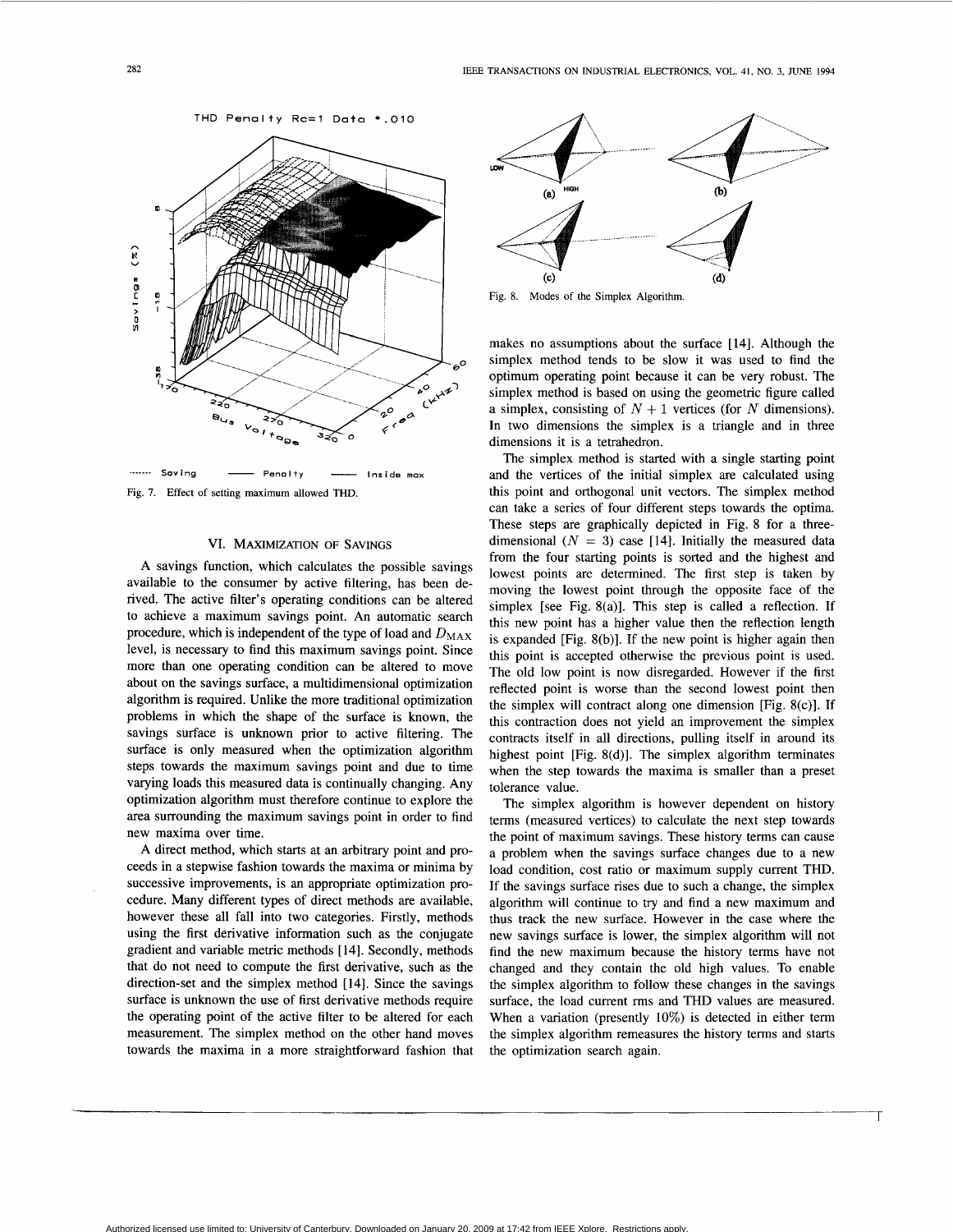THD Penalty Rc=1 Data *.010

Savings (%)

8

-15

-38

170

220

270

320

Bus Voltage

0

20

40

60

Freq (kHz)

······ Saving —— Penalty —— Inside max

Fig. 7. Effect of setting maximum allowed THD.

LOW

HIGH

(a)

(b)

(c)

(d)

Fig. 8. Modes of the Simplex Algorithm.

## VI. Maximization of Savings

A savings function, which calculates the possible savings available to the consumer by active filtering, has been derived. The active filter's operating conditions can be altered to achieve a maximum savings point. An automatic search procedure, which is independent of the type of load and $D_{\mathrm{MAX}}$ level, is necessary to find this maximum savings point. Since more than one operating condition can be altered to move about on the savings surface, a multidimensional optimization algorithm is required. Unlike the more traditional optimization problems in which the shape of the surface is known, the savings surface is unknown prior to active filtering. The surface is only measured when the optimization algorithm steps towards the maximum savings point and due to time varying loads this measured data is continually changing. Any optimization algorithm must therefore continue to explore the area surrounding the maximum savings point in order to find new maxima over time.

A direct method, which starts at an arbitrary point and proceeds in a stepwise fashion towards the maxima or minima by successive improvements, is an appropriate optimization procedure. Many different types of direct methods are available, however these all fall into two categories. Firstly, methods using the first derivative information such as the conjugate gradient and variable metric methods [14]. Secondly, methods that do not need to compute the first derivative, such as the direction-set and the simplex method [14]. Since the savings surface is unknown the use of first derivative methods require the operating point of the active filter to be altered for each measurement. The simplex method on the other hand moves towards the maxima in a more straightforward fashion that makes no assumptions about the surface [14]. Although the simplex method tends to be slow it was used to find the optimum operating point because it can be very robust. The simplex method is based on using the geometric figure called a simplex, consisting of $N + 1$ vertices (for $N$ dimensions). In two dimensions the simplex is a triangle and in three dimensions it is a tetrahedron.

The simplex method is started with a single starting point and the vertices of the initial simplex are calculated using this point and orthogonal unit vectors. The simplex method can take a series of four different steps towards the optima. These steps are graphically depicted in Fig. 8 for a three-dimensional ($N = 3$) case [14]. Initially the measured data from the four starting points is sorted and the highest and lowest points are determined. The first step is taken by moving the lowest point through the opposite face of the simplex [see Fig. 8(a)]. This step is called a reflection. If this new point has a higher value then the reflection length is expanded [Fig. 8(b)]. If the new point is higher again then this point is accepted otherwise the previous point is used. The old low point is now disregarded. However if the first reflected point is worse than the second lowest point then the simplex will contract along one dimension [Fig. 8(c)]. If this contraction does not yield an improvement the simplex contracts itself in all directions, pulling itself in around its highest point [Fig. 8(d)]. The simplex algorithm terminates when the step towards the maxima is smaller than a preset tolerance value.

The simplex algorithm is however dependent on history terms (measured vertices) to calculate the next step towards the point of maximum savings. These history terms can cause a problem when the savings surface changes due to a new load condition, cost ratio or maximum supply current THD. If the savings surface rises due to such a change, the simplex algorithm will continue to try and find a new maximum and thus track the new surface. However in the case where the new savings surface is lower, the simplex algorithm will not find the new maximum because the history terms have not changed and they contain the old high values. To enable the simplex algorithm to follow these changes in the savings surface, the load current rms and THD values are measured. When a variation (presently 10%) is detected in either term the simplex algorithm remeasures the history terms and starts the optimization search again.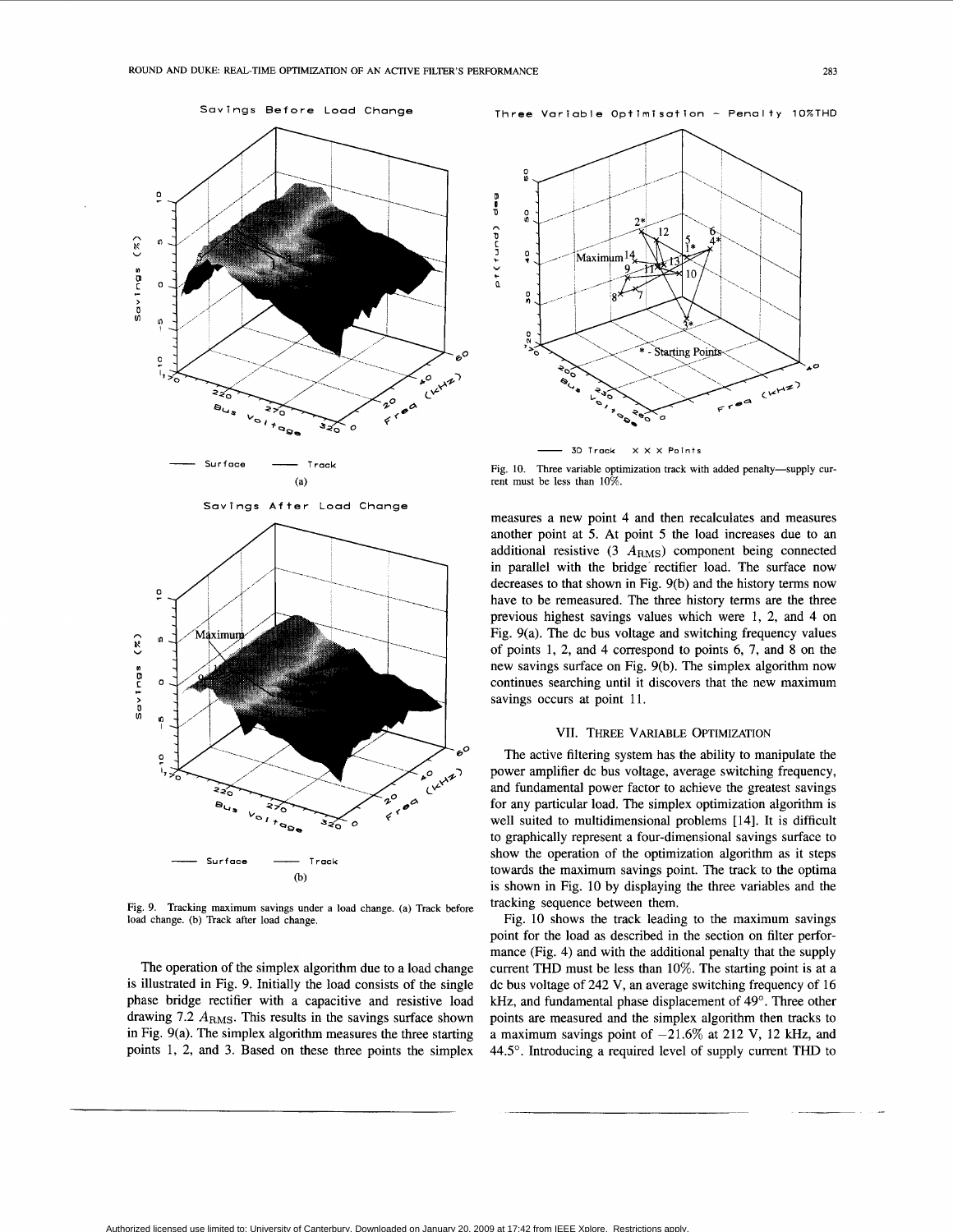Fig. 9. Tracking maximum savings under a load change. (a) Track before load change. (b) Track after load change.

Fig. 10. Three variable optimization track with added penalty—supply current must be less than 10%.

The operation of the simplex algorithm due to a load change is illustrated in Fig. 9. Initially the load consists of the single phase bridge rectifier with a capacitive and resistive load drawing 7.2 $A_{\mathrm{RMS}}$. This results in the savings surface shown in Fig. 9(a). The simplex algorithm measures the three starting points 1, 2, and 3. Based on these three points the simplex measures a new point 4 and then recalculates and measures another point at 5. At point 5 the load increases due to an additional resistive (3 $A_{\mathrm{RMS}}$) component being connected in parallel with the bridge rectifier load. The surface now decreases to that shown in Fig. 9(b) and the history terms now have to be remeasured. The three history terms are the three previous highest savings values which were 1, 2, and 4 on Fig. 9(a). The dc bus voltage and switching frequency values of points 1, 2, and 4 correspond to points 6, 7, and 8 on the new savings surface on Fig. 9(b). The simplex algorithm now continues searching until it discovers that the new maximum savings occurs at point 11.

## VII. Three Variable Optimization

The active filtering system has the ability to manipulate the power amplifier dc bus voltage, average switching frequency, and fundamental power factor to achieve the greatest savings for any particular load. The simplex optimization algorithm is well suited to multidimensional problems [14]. It is difficult to graphically represent a four-dimensional savings surface to show the operation of the optimization algorithm as it steps towards the maximum savings point. The track to the optima is shown in Fig. 10 by displaying the three variables and the tracking sequence between them.

Fig. 10 shows the track leading to the maximum savings point for the load as described in the section on filter performance (Fig. 4) and with the additional penalty that the supply current THD must be less than 10%. The starting point is at a dc bus voltage of 242 V, an average switching frequency of 16 kHz, and fundamental phase displacement of 49°. Three other points are measured and the simplex algorithm then tracks to a maximum savings point of −21.6% at 212 V, 12 kHz, and 44.5°. Introducing a required level of supply current THD to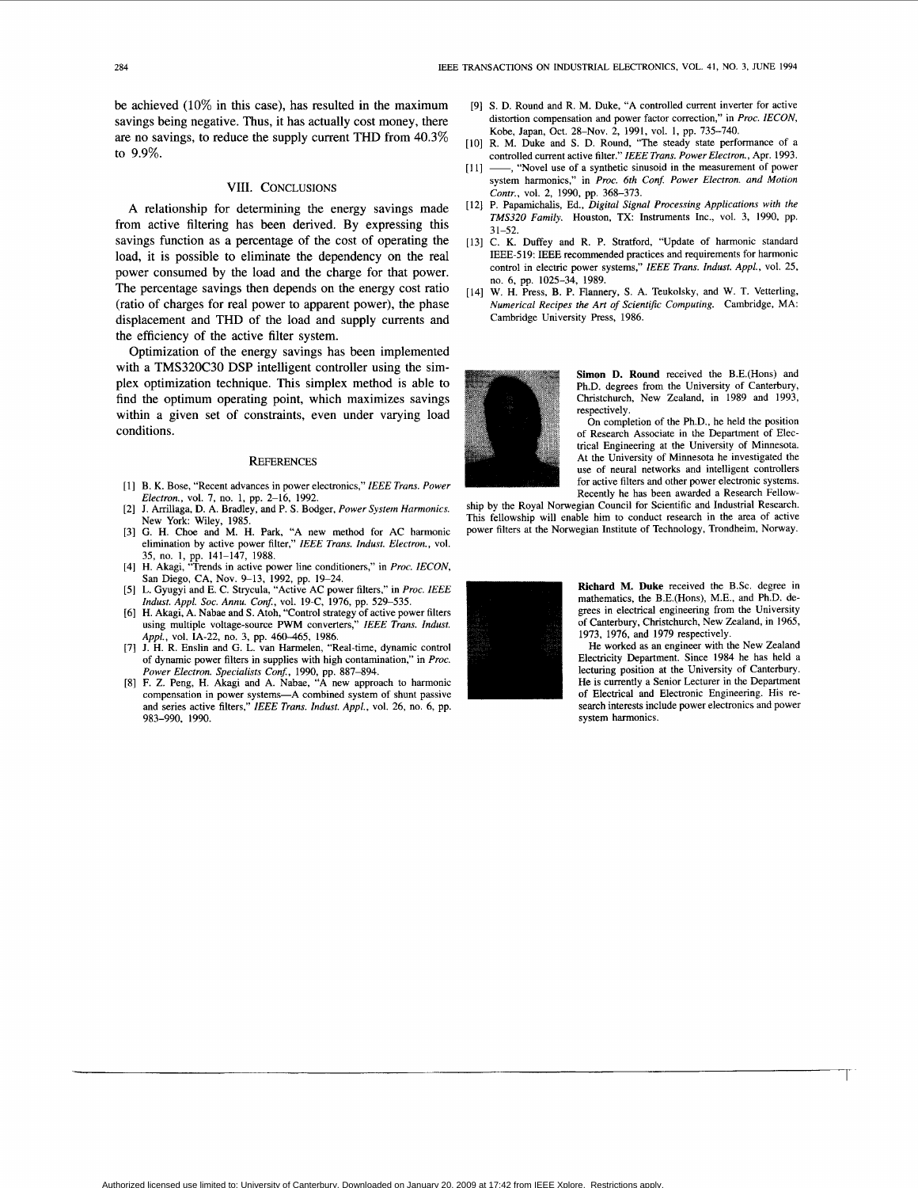be achieved (10% in this case), has resulted in the maximum savings being negative. Thus, it has actually cost money, there are no savings, to reduce the supply current THD from 40.3% to 9.9%.

## VIII. Conclusions

A relationship for determining the energy savings made from active filtering has been derived. By expressing this savings function as a percentage of the cost of operating the load, it is possible to eliminate the dependency on the real power consumed by the load and the charge for that power. The percentage savings then depends on the energy cost ratio (ratio of charges for real power to apparent power), the phase displacement and THD of the load and supply currents and the efficiency of the active filter system.

Optimization of the energy savings has been implemented with a TMS320C30 DSP intelligent controller using the simplex optimization technique. This simplex method is able to find the optimum operating point, which maximizes savings within a given set of constraints, even under varying load conditions.

## References

[1] B. K. Bose, "Recent advances in power electronics," *IEEE Trans. Power Electron.*, vol. 7, no. 1, pp. 2–16, 1992.

[2] J. Arrillaga, D. A. Bradley, and P. S. Bodger, *Power System Harmonics.* New York: Wiley, 1985.

[3] G. H. Choe and M. H. Park, "A new method for AC harmonic elimination by active power filter," *IEEE Trans. Indust. Electron.*, vol. 35, no. 1, pp. 141–147, 1988.

[4] H. Akagi, "Trends in active power line conditioners," in *Proc. IECON*, San Diego, CA, Nov. 9–13, 1992, pp. 19–24.

[5] L. Gyugyi and E. C. Strycula, "Active AC power filters," in *Proc. IEEE Indust. Appl. Soc. Annu. Conf.*, vol. 19-C, 1976, pp. 529–535.

[6] H. Akagi, A. Nabae and S. Atoh, "Control strategy of active power filters using multiple voltage-source PWM converters," *IEEE Trans. Indust. Appl.*, vol. IA-22, no. 3, pp. 460–465, 1986.

[7] J. H. R. Enslin and G. L. van Harmelen, "Real-time, dynamic control of dynamic power filters in supplies with high contamination," in *Proc. Power Electron. Specialists Conf.*, 1990, pp. 887–894.

[8] F. Z. Peng, H. Akagi and A. Nabae, "A new approach to harmonic compensation in power systems—A combined system of shunt passive and series active filters," *IEEE Trans. Indust. Appl.*, vol. 26, no. 6, pp. 983–990, 1990.

[9] S. D. Round and R. M. Duke, "A controlled current inverter for active distortion compensation and power factor correction," in *Proc. IECON*, Kobe, Japan, Oct. 28–Nov. 2, 1991, vol. 1, pp. 735–740.

[10] R. M. Duke and S. D. Round, "The steady state performance of a controlled current active filter." *IEEE Trans. Power Electron.*, Apr. 1993.

[11] ——, "Novel use of a synthetic sinusoid in the measurement of power system harmonics," in *Proc. 6th Conf. Power Electron. and Motion Contr.*, vol. 2, 1990, pp. 368–373.

[12] P. Papamichalis, Ed., *Digital Signal Processing Applications with the TMS320 Family.* Houston, TX: Instruments Inc., vol. 3, 1990, pp. 31–52.

[13] C. K. Duffey and R. P. Stratford, "Update of harmonic standard IEEE-519: IEEE recommended practices and requirements for harmonic control in electric power systems," *IEEE Trans. Indust. Appl.*, vol. 25, no. 6, pp. 1025–34, 1989.

[14] W. H. Press, B. P. Flannery, S. A. Teukolsky, and W. T. Vetterling, *Numerical Recipes the Art of Scientific Computing.* Cambridge, MA: Cambridge University Press, 1986.

**Simon D. Round** received the B.E.(Hons) and Ph.D. degrees from the University of Canterbury, Christchurch, New Zealand, in 1989 and 1993, respectively.

On completion of the Ph.D., he held the position of Research Associate in the Department of Electrical Engineering at the University of Minnesota. At the University of Minnesota he investigated the use of neural networks and intelligent controllers for active filters and other power electronic systems. Recently he has been awarded a Research Fellowship by the Royal Norwegian Council for Scientific and Industrial Research. This fellowship will enable him to conduct research in the area of active power filters at the Norwegian Institute of Technology, Trondheim, Norway.

**Richard M. Duke** received the B.Sc. degree in mathematics, the B.E.(Hons), M.E., and Ph.D. degrees in electrical engineering from the University of Canterbury, Christchurch, New Zealand, in 1965, 1973, 1976, and 1979 respectively.

He worked as an engineer with the New Zealand Electricity Department. Since 1984 he has held a lecturing position at the University of Canterbury. He is currently a Senior Lecturer in the Department of Electrical and Electronic Engineering. His research interests include power electronics and power system harmonics.